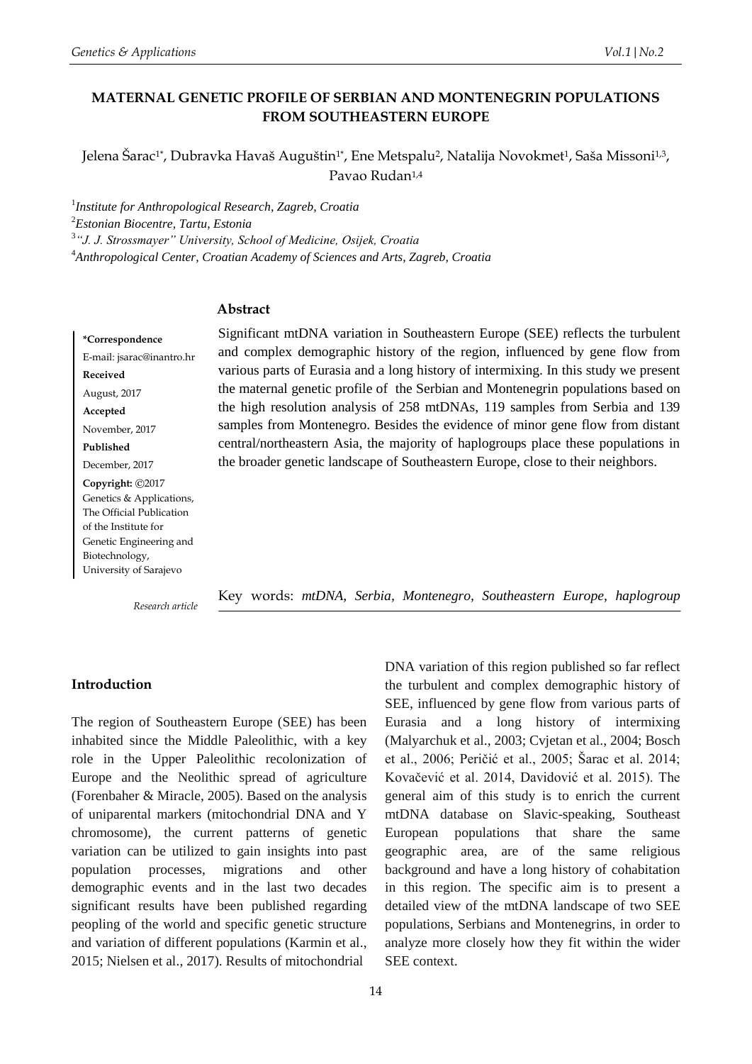# MATERNAL GENETIC PROFILE OF SERBIAN AND MONTENEGRIN POPULATIONS FROM SOUTHEASTERN EUROPE

Jelena Šarac[1*], Dubravka Havaš Auguštin[1*], Ene Metspalu[2], Natalija Novokmet[1], Saša Missoni[1,3], Pavao Rudan[1,4]

[1] *Institute for Anthropological Research, Zagreb, Croatia*
[2] *Estonian Biocentre, Tartu, Estonia*
[3] *"J. J. Strossmayer" University, School of Medicine, Osijek, Croatia*
[4] *Anthropological Center, Croatian Academy of Sciences and Arts, Zagreb, Croatia*

**\*Correspondence**
E-mail: jsarac@inantro.hr
**Received**
August, 2017
**Accepted**
November, 2017
**Published**
December, 2017
**Copyright:** ©2017 Genetics & Applications, The Official Publication of the Institute for Genetic Engineering and Biotechnology, University of Sarajevo

*Research article*

## Abstract

Significant mtDNA variation in Southeastern Europe (SEE) reflects the turbulent and complex demographic history of the region, influenced by gene flow from various parts of Eurasia and a long history of intermixing. In this study we present the maternal genetic profile of the Serbian and Montenegrin populations based on the high resolution analysis of 258 mtDNAs, 119 samples from Serbia and 139 samples from Montenegro. Besides the evidence of minor gene flow from distant central/northeastern Asia, the majority of haplogroups place these populations in the broader genetic landscape of Southeastern Europe, close to their neighbors.

Key words: *mtDNA, Serbia, Montenegro, Southeastern Europe, haplogroup*

## Introduction

The region of Southeastern Europe (SEE) has been inhabited since the Middle Paleolithic, with a key role in the Upper Paleolithic recolonization of Europe and the Neolithic spread of agriculture (Forenbaher & Miracle, 2005). Based on the analysis of uniparental markers (mitochondrial DNA and Y chromosome), the current patterns of genetic variation can be utilized to gain insights into past population processes, migrations and other demographic events and in the last two decades significant results have been published regarding peopling of the world and specific genetic structure and variation of different populations (Karmin et al., 2015; Nielsen et al., 2017). Results of mitochondrial DNA variation of this region published so far reflect the turbulent and complex demographic history of SEE, influenced by gene flow from various parts of Eurasia and a long history of intermixing (Malyarchuk et al., 2003; Cvjetan et al., 2004; Bosch et al., 2006; Peričić et al., 2005; Šarac et al. 2014; Kovačević et al. 2014, Davidović et al. 2015). The general aim of this study is to enrich the current mtDNA database on Slavic-speaking, Southeast European populations that share the same geographic area, are of the same religious background and have a long history of cohabitation in this region. The specific aim is to present a detailed view of the mtDNA landscape of two SEE populations, Serbians and Montenegrins, in order to analyze more closely how they fit within the wider SEE context.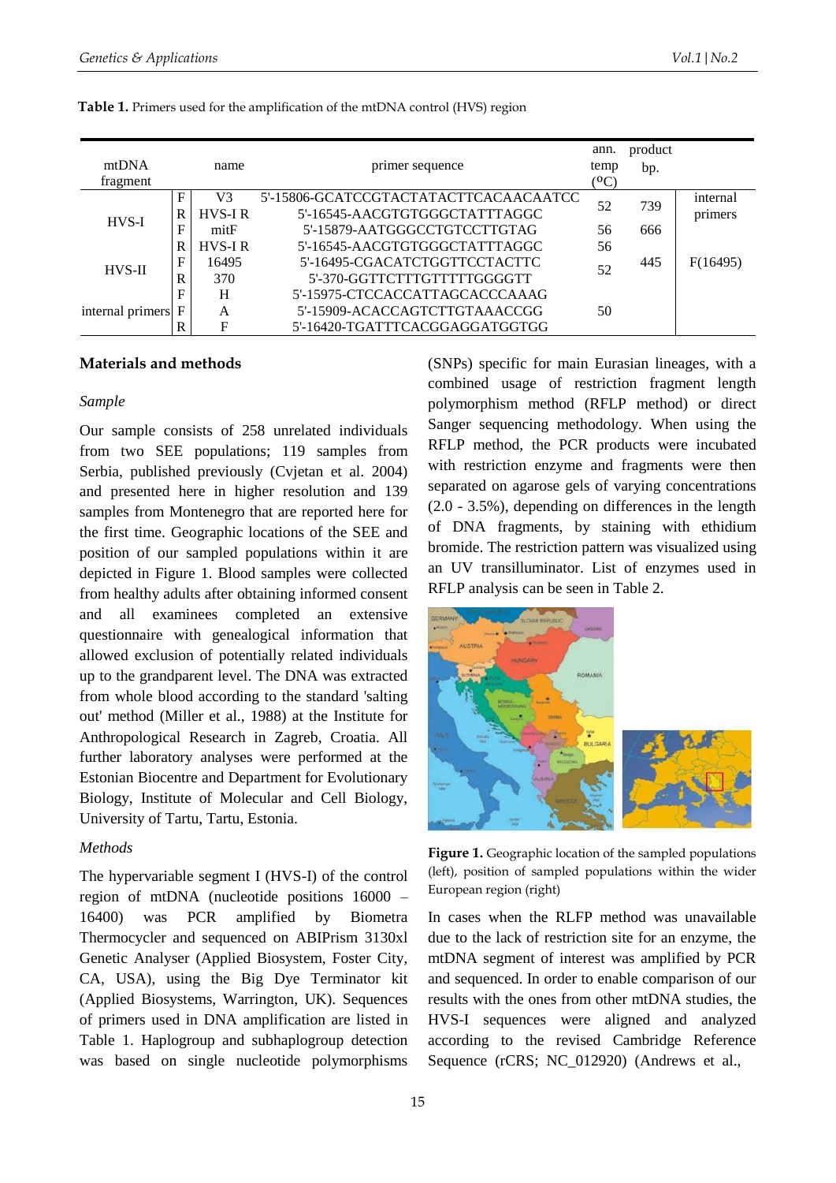**Table 1.** Primers used for the amplification of the mtDNA control (HVS) region

| mtDNA fragment | | name | primer sequence | ann. temp (ºC) | product bp. | |
|---|---|---|---|---|---|---|
| HVS-I | F | V3 | 5'-15806-GCATCCGTACTATACTTCACAACAATCC | 52 | 739 | internal primers |
| | R | HVS-I R | 5'-16545-AACGTGTGGGCTATTTAGGC | | | |
| | F | mitF | 5'-15879-AATGGGCCTGTCCTTGTAG | 56 | 666 | |
| | R | HVS-I R | 5'-16545-AACGTGTGGGCTATTTAGGC | 56 | | |
| HVS-II | F | 16495 | 5'-16495-CGACATCTGGTTCCTACTTC | 52 | 445 | F(16495) |
| | R | 370 | 5'-370-GGTTCTTTGTTTTTGGGGTT | | | |
| internal primers | F | H | 5'-15975-CTCCACCATTAGCACCCAAAG | 50 | | |
| | F | A | 5'-15909-ACACCAGTCTTGTAAACCGG | | | |
| | R | F | 5'-16420-TGATTTCACGGAGGATGGTGG | | | |

## Materials and methods

### *Sample*

Our sample consists of 258 unrelated individuals from two SEE populations; 119 samples from Serbia, published previously (Cvjetan et al. 2004) and presented here in higher resolution and 139 samples from Montenegro that are reported here for the first time. Geographic locations of the SEE and position of our sampled populations within it are depicted in Figure 1. Blood samples were collected from healthy adults after obtaining informed consent and all examinees completed an extensive questionnaire with genealogical information that allowed exclusion of potentially related individuals up to the grandparent level. The DNA was extracted from whole blood according to the standard 'salting out' method (Miller et al., 1988) at the Institute for Anthropological Research in Zagreb, Croatia. All further laboratory analyses were performed at the Estonian Biocentre and Department for Evolutionary Biology, Institute of Molecular and Cell Biology, University of Tartu, Tartu, Estonia.

### *Methods*

The hypervariable segment I (HVS-I) of the control region of mtDNA (nucleotide positions 16000 – 16400) was PCR amplified by Biometra Thermocycler and sequenced on ABIPrism 3130xl Genetic Analyser (Applied Biosystem, Foster City, CA, USA), using the Big Dye Terminator kit (Applied Biosystems, Warrington, UK). Sequences of primers used in DNA amplification are listed in Table 1. Haplogroup and subhaplogroup detection was based on single nucleotide polymorphisms (SNPs) specific for main Eurasian lineages, with a combined usage of restriction fragment length polymorphism method (RFLP method) or direct Sanger sequencing methodology. When using the RFLP method, the PCR products were incubated with restriction enzyme and fragments were then separated on agarose gels of varying concentrations (2.0 - 3.5%), depending on differences in the length of DNA fragments, by staining with ethidium bromide. The restriction pattern was visualized using an UV transilluminator. List of enzymes used in RFLP analysis can be seen in Table 2.

**Figure 1.** Geographic location of the sampled populations (left), position of sampled populations within the wider European region (right)

In cases when the RLFP method was unavailable due to the lack of restriction site for an enzyme, the mtDNA segment of interest was amplified by PCR and sequenced. In order to enable comparison of our results with the ones from other mtDNA studies, the HVS-I sequences were aligned and analyzed according to the revised Cambridge Reference Sequence (rCRS; NC_012920) (Andrews et al.,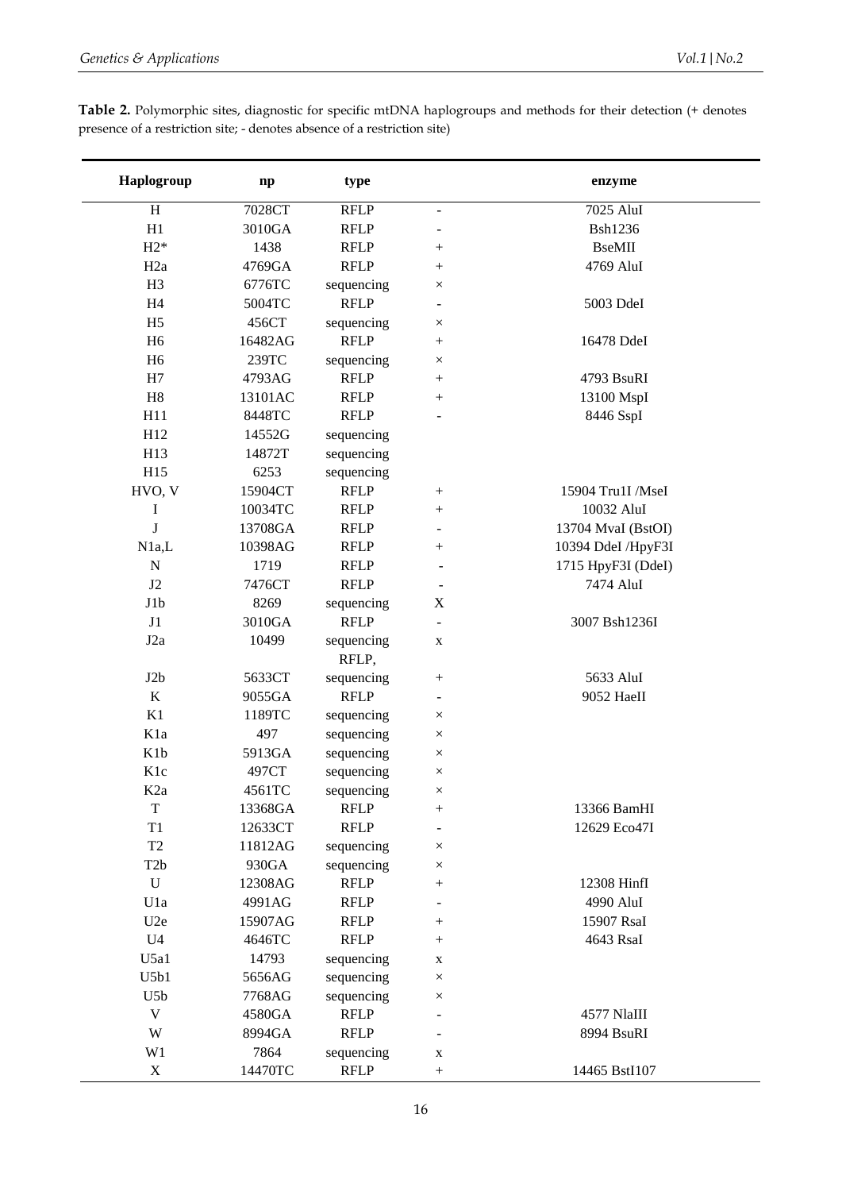**Table 2.** Polymorphic sites, diagnostic for specific mtDNA haplogroups and methods for their detection (+ denotes presence of a restriction site; - denotes absence of a restriction site)

| Haplogroup | np | type | | enzyme |
|---|---|---|---|---|
| H | 7028CT | RFLP | - | 7025 AluI |
| H1 | 3010GA | RFLP | - | Bsh1236 |
| H2* | 1438 | RFLP | + | BseMII |
| H2a | 4769GA | RFLP | + | 4769 AluI |
| H3 | 6776TC | sequencing | × | |
| H4 | 5004TC | RFLP | - | 5003 DdeI |
| H5 | 456CT | sequencing | × | |
| H6 | 16482AG | RFLP | + | 16478 DdeI |
| H6 | 239TC | sequencing | × | |
| H7 | 4793AG | RFLP | + | 4793 BsuRI |
| H8 | 13101AC | RFLP | + | 13100 MspI |
| H11 | 8448TC | RFLP | - | 8446 SspI |
| H12 | 14552G | sequencing | | |
| H13 | 14872T | sequencing | | |
| H15 | 6253 | sequencing | | |
| HVO, V | 15904CT | RFLP | + | 15904 Tru1I /MseI |
| I | 10034TC | RFLP | + | 10032 AluI |
| J | 13708GA | RFLP | - | 13704 MvaI (BstOI) |
| N1a,L | 10398AG | RFLP | + | 10394 DdeI /HpyF3I |
| N | 1719 | RFLP | - | 1715 HpyF3I (DdeI) |
| J2 | 7476CT | RFLP | - | 7474 AluI |
| J1b | 8269 | sequencing | X | |
| J1 | 3010GA | RFLP | - | 3007 Bsh1236I |
| J2a | 10499 | sequencing | x | |
| J2b | 5633CT | RFLP, sequencing | + | 5633 AluI |
| K | 9055GA | RFLP | - | 9052 HaeII |
| K1 | 1189TC | sequencing | × | |
| K1a | 497 | sequencing | × | |
| K1b | 5913GA | sequencing | × | |
| K1c | 497CT | sequencing | × | |
| K2a | 4561TC | sequencing | × | |
| T | 13368GA | RFLP | + | 13366 BamHI |
| T1 | 12633CT | RFLP | - | 12629 Eco47I |
| T2 | 11812AG | sequencing | × | |
| T2b | 930GA | sequencing | × | |
| U | 12308AG | RFLP | + | 12308 HinfI |
| U1a | 4991AG | RFLP | - | 4990 AluI |
| U2e | 15907AG | RFLP | + | 15907 RsaI |
| U4 | 4646TC | RFLP | + | 4643 RsaI |
| U5a1 | 14793 | sequencing | x | |
| U5b1 | 5656AG | sequencing | × | |
| U5b | 7768AG | sequencing | × | |
| V | 4580GA | RFLP | - | 4577 NlaIII |
| W | 8994GA | RFLP | - | 8994 BsuRI |
| W1 | 7864 | sequencing | x | |
| X | 14470TC | RFLP | + | 14465 BstI107 |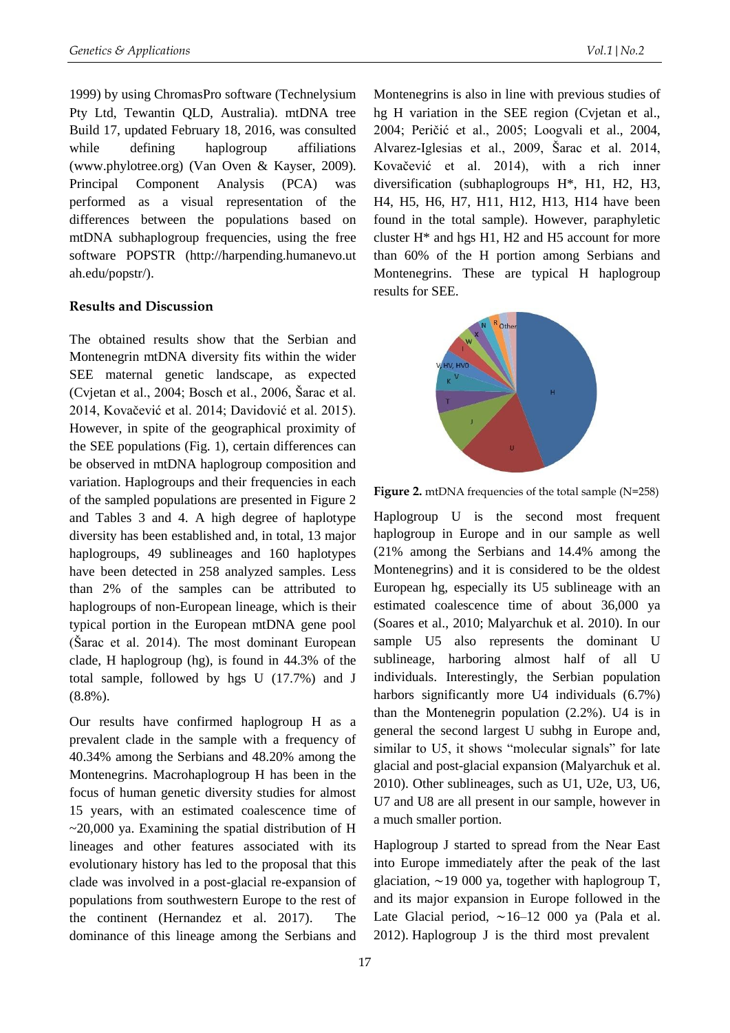1999) by using ChromasPro software (Technelysium Pty Ltd, Tewantin QLD, Australia). mtDNA tree Build 17, updated February 18, 2016, was consulted while defining haplogroup affiliations (www.phylotree.org) (Van Oven & Kayser, 2009). Principal Component Analysis (PCA) was performed as a visual representation of the differences between the populations based on mtDNA subhaplogroup frequencies, using the free software POPSTR (http://harpending.humanevo.utah.edu/popstr/).

### Results and Discussion

The obtained results show that the Serbian and Montenegrin mtDNA diversity fits within the wider SEE maternal genetic landscape, as expected (Cvjetan et al., 2004; Bosch et al., 2006, Šarac et al. 2014, Kovačević et al. 2014; Davidović et al. 2015). However, in spite of the geographical proximity of the SEE populations (Fig. 1), certain differences can be observed in mtDNA haplogroup composition and variation. Haplogroups and their frequencies in each of the sampled populations are presented in Figure 2 and Tables 3 and 4. A high degree of haplotype diversity has been established and, in total, 13 major haplogroups, 49 sublineages and 160 haplotypes have been detected in 258 analyzed samples. Less than 2% of the samples can be attributed to haplogroups of non-European lineage, which is their typical portion in the European mtDNA gene pool (Šarac et al. 2014). The most dominant European clade, H haplogroup (hg), is found in 44.3% of the total sample, followed by hgs U (17.7%) and J (8.8%).

Our results have confirmed haplogroup H as a prevalent clade in the sample with a frequency of 40.34% among the Serbians and 48.20% among the Montenegrins. Macrohaplogroup H has been in the focus of human genetic diversity studies for almost 15 years, with an estimated coalescence time of ~20,000 ya. Examining the spatial distribution of H lineages and other features associated with its evolutionary history has led to the proposal that this clade was involved in a post-glacial re-expansion of populations from southwestern Europe to the rest of the continent (Hernandez et al. 2017). The dominance of this lineage among the Serbians and Montenegrins is also in line with previous studies of hg H variation in the SEE region (Cvjetan et al., 2004; Peričić et al., 2005; Loogvali et al., 2004, Alvarez-Iglesias et al., 2009, Šarac et al. 2014, Kovačević et al. 2014), with a rich inner diversification (subhaplogroups H*, H1, H2, H3, H4, H5, H6, H7, H11, H12, H13, H14 have been found in the total sample). However, paraphyletic cluster H* and hgs H1, H2 and H5 account for more than 60% of the H portion among Serbians and Montenegrins. These are typical H haplogroup results for SEE.

**Figure 2.** mtDNA frequencies of the total sample (N=258)

Haplogroup U is the second most frequent haplogroup in Europe and in our sample as well (21% among the Serbians and 14.4% among the Montenegrins) and it is considered to be the oldest European hg, especially its U5 sublineage with an estimated coalescence time of about 36,000 ya (Soares et al., 2010; Malyarchuk et al. 2010). In our sample U5 also represents the dominant U sublineage, harboring almost half of all U individuals. Interestingly, the Serbian population harbors significantly more U4 individuals (6.7%) than the Montenegrin population (2.2%). U4 is in general the second largest U subhg in Europe and, similar to U5, it shows "molecular signals" for late glacial and post-glacial expansion (Malyarchuk et al. 2010). Other sublineages, such as U1, U2e, U3, U6, U7 and U8 are all present in our sample, however in a much smaller portion.

Haplogroup J started to spread from the Near East into Europe immediately after the peak of the last glaciation, ∼19 000 ya, together with haplogroup T, and its major expansion in Europe followed in the Late Glacial period, ∼16–12 000 ya (Pala et al. 2012). Haplogroup J is the third most prevalent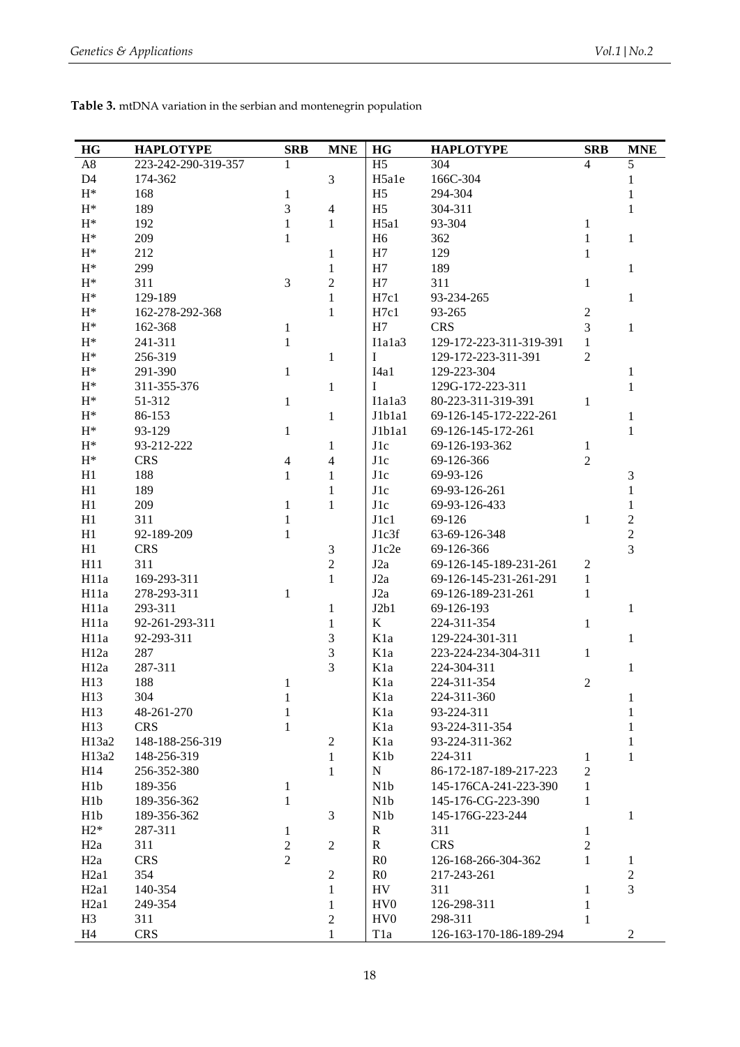**Table 3.** mtDNA variation in the serbian and montenegrin population

| HG | HAPLOTYPE | SRB | MNE | HG | HAPLOTYPE | SRB | MNE |
|---|---|---|---|---|---|---|---|
| A8 | 223-242-290-319-357 | 1 | | H5 | 304 | 4 | 5 |
| D4 | 174-362 | | 3 | H5a1e | 166C-304 | | 1 |
| H* | 168 | 1 | | H5 | 294-304 | | 1 |
| H* | 189 | 3 | 4 | H5 | 304-311 | | 1 |
| H* | 192 | 1 | 1 | H5a1 | 93-304 | 1 | |
| H* | 209 | 1 | | H6 | 362 | 1 | 1 |
| H* | 212 | | 1 | H7 | 129 | 1 | |
| H* | 299 | | 1 | H7 | 189 | | 1 |
| H* | 311 | 3 | 2 | H7 | 311 | 1 | |
| H* | 129-189 | | 1 | H7c1 | 93-234-265 | | 1 |
| H* | 162-278-292-368 | | 1 | H7c1 | 93-265 | 2 | |
| H* | 162-368 | 1 | | H7 | CRS | 3 | 1 |
| H* | 241-311 | 1 | | I1a1a3 | 129-172-223-311-319-391 | 1 | |
| H* | 256-319 | | 1 | I | 129-172-223-311-391 | 2 | |
| H* | 291-390 | 1 | | I4a1 | 129-223-304 | | 1 |
| H* | 311-355-376 | | 1 | I | 129G-172-223-311 | | 1 |
| H* | 51-312 | 1 | | I1a1a3 | 80-223-311-319-391 | 1 | |
| H* | 86-153 | | 1 | J1b1a1 | 69-126-145-172-222-261 | | 1 |
| H* | 93-129 | 1 | | J1b1a1 | 69-126-145-172-261 | | 1 |
| H* | 93-212-222 | | 1 | J1c | 69-126-193-362 | 1 | |
| H* | CRS | 4 | 4 | J1c | 69-126-366 | 2 | |
| H1 | 188 | 1 | 1 | J1c | 69-93-126 | | 3 |
| H1 | 189 | | 1 | J1c | 69-93-126-261 | | 1 |
| H1 | 209 | 1 | 1 | J1c | 69-93-126-433 | | 1 |
| H1 | 311 | 1 | | J1c1 | 69-126 | 1 | 2 |
| H1 | 92-189-209 | 1 | | J1c3f | 63-69-126-348 | | 2 |
| H1 | CRS | | 3 | J1c2e | 69-126-366 | | 3 |
| H11 | 311 | | 2 | J2a | 69-126-145-189-231-261 | 2 | |
| H11a | 169-293-311 | | 1 | J2a | 69-126-145-231-261-291 | 1 | |
| H11a | 278-293-311 | 1 | | J2a | 69-126-189-231-261 | 1 | |
| H11a | 293-311 | | 1 | J2b1 | 69-126-193 | | 1 |
| H11a | 92-261-293-311 | | 1 | K | 224-311-354 | 1 | |
| H11a | 92-293-311 | | 3 | K1a | 129-224-301-311 | | 1 |
| H12a | 287 | | 3 | K1a | 223-224-234-304-311 | 1 | |
| H12a | 287-311 | | 3 | K1a | 224-304-311 | | 1 |
| H13 | 188 | 1 | | K1a | 224-311-354 | 2 | |
| H13 | 304 | 1 | | K1a | 224-311-360 | | 1 |
| H13 | 48-261-270 | 1 | | K1a | 93-224-311 | | 1 |
| H13 | CRS | 1 | | K1a | 93-224-311-354 | | 1 |
| H13a2 | 148-188-256-319 | | 2 | K1a | 93-224-311-362 | | 1 |
| H13a2 | 148-256-319 | | 1 | K1b | 224-311 | 1 | 1 |
| H14 | 256-352-380 | | 1 | N | 86-172-187-189-217-223 | 2 | |
| H1b | 189-356 | 1 | | N1b | 145-176CA-241-223-390 | 1 | |
| H1b | 189-356-362 | 1 | | N1b | 145-176-CG-223-390 | 1 | |
| H1b | 189-356-362 | | 3 | N1b | 145-176G-223-244 | | 1 |
| H2* | 287-311 | 1 | | R | 311 | 1 | |
| H2a | 311 | 2 | 2 | R | CRS | 2 | |
| H2a | CRS | 2 | | R0 | 126-168-266-304-362 | 1 | 1 |
| H2a1 | 354 | | 2 | R0 | 217-243-261 | | 2 |
| H2a1 | 140-354 | | 1 | HV | 311 | 1 | 3 |
| H2a1 | 249-354 | | 1 | HV0 | 126-298-311 | 1 | |
| H3 | 311 | | 2 | HV0 | 298-311 | 1 | |
| H4 | CRS | | 1 | T1a | 126-163-170-186-189-294 | | 2 |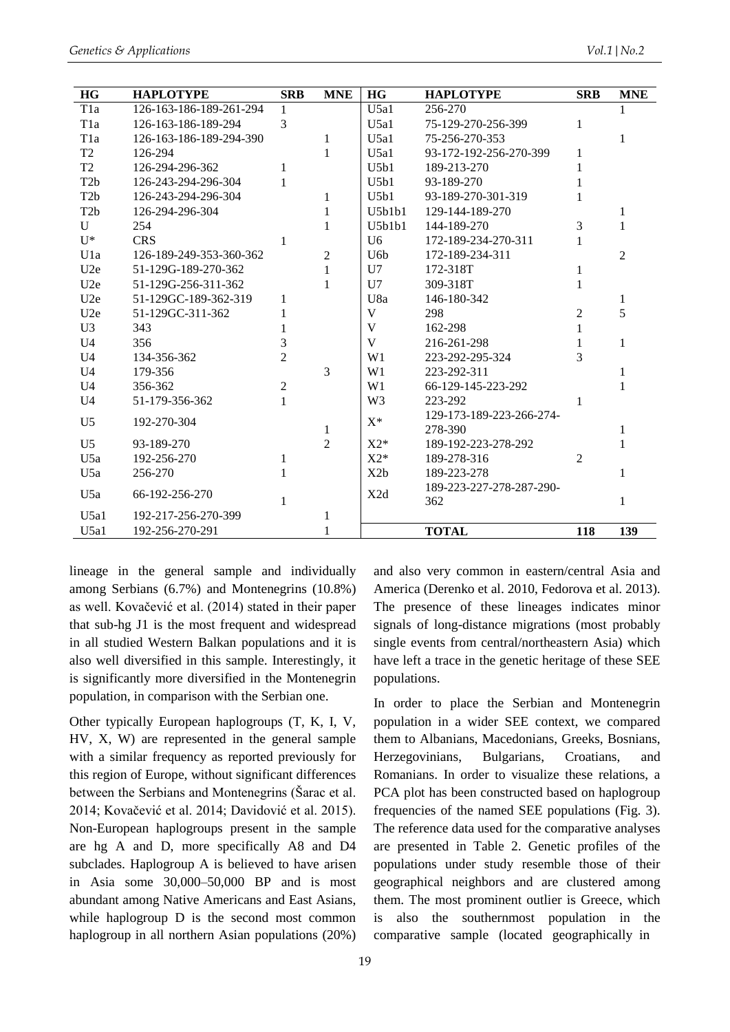| HG | HAPLOTYPE | SRB | MNE | HG | HAPLOTYPE | SRB | MNE |
|---|---|---|---|---|---|---|---|
| T1a | 126-163-186-189-261-294 | 1 | | U5a1 | 256-270 | | 1 |
| T1a | 126-163-186-189-294 | 3 | | U5a1 | 75-129-270-256-399 | 1 | |
| T1a | 126-163-186-189-294-390 | | 1 | U5a1 | 75-256-270-353 | | 1 |
| T2 | 126-294 | | 1 | U5a1 | 93-172-192-256-270-399 | 1 | |
| T2 | 126-294-296-362 | 1 | | U5b1 | 189-213-270 | 1 | |
| T2b | 126-243-294-296-304 | 1 | | U5b1 | 93-189-270 | 1 | |
| T2b | 126-243-294-296-304 | | 1 | U5b1 | 93-189-270-301-319 | 1 | |
| T2b | 126-294-296-304 | | 1 | U5b1b1 | 129-144-189-270 | | 1 |
| U | 254 | | 1 | U5b1b1 | 144-189-270 | 3 | 1 |
| U* | CRS | 1 | | U6 | 172-189-234-270-311 | 1 | |
| U1a | 126-189-249-353-360-362 | | 2 | U6b | 172-189-234-311 | | 2 |
| U2e | 51-129G-189-270-362 | | 1 | U7 | 172-318T | 1 | |
| U2e | 51-129G-256-311-362 | | 1 | U7 | 309-318T | 1 | |
| U2e | 51-129GC-189-362-319 | 1 | | U8a | 146-180-342 | | 1 |
| U2e | 51-129GC-311-362 | 1 | | V | 298 | 2 | 5 |
| U3 | 343 | 1 | | V | 162-298 | 1 | |
| U4 | 356 | 3 | | V | 216-261-298 | 1 | 1 |
| U4 | 134-356-362 | 2 | | W1 | 223-292-295-324 | 3 | |
| U4 | 179-356 | | 3 | W1 | 223-292-311 | | 1 |
| U4 | 356-362 | 2 | | W1 | 66-129-145-223-292 | | 1 |
| U4 | 51-179-356-362 | 1 | | W3 | 223-292 | 1 | |
| U5 | 192-270-304 | | 1 | X* | 129-173-189-223-266-274-278-390 | | 1 |
| U5 | 93-189-270 | | 2 | X2* | 189-192-223-278-292 | | 1 |
| U5a | 192-256-270 | 1 | | X2* | 189-278-316 | 2 | |
| U5a | 256-270 | 1 | | X2b | 189-223-278 | | 1 |
| U5a | 66-192-256-270 | 1 | | X2d | 189-223-227-278-287-290-362 | | 1 |
| U5a1 | 192-217-256-270-399 | | 1 | | | | |
| U5a1 | 192-256-270-291 | | 1 | | **TOTAL** | **118** | **139** |

lineage in the general sample and individually among Serbians (6.7%) and Montenegrins (10.8%) as well. Kovačević et al. (2014) stated in their paper that sub-hg J1 is the most frequent and widespread in all studied Western Balkan populations and it is also well diversified in this sample. Interestingly, it is significantly more diversified in the Montenegrin population, in comparison with the Serbian one.

Other typically European haplogroups (T, K, I, V, HV, X, W) are represented in the general sample with a similar frequency as reported previously for this region of Europe, without significant differences between the Serbians and Montenegrins (Šarac et al. 2014; Kovačević et al. 2014; Davidović et al. 2015). Non-European haplogroups present in the sample are hg A and D, more specifically A8 and D4 subclades. Haplogroup A is believed to have arisen in Asia some 30,000–50,000 BP and is most abundant among Native Americans and East Asians, while haplogroup D is the second most common haplogroup in all northern Asian populations (20%) and also very common in eastern/central Asia and America (Derenko et al. 2010, Fedorova et al. 2013). The presence of these lineages indicates minor signals of long-distance migrations (most probably single events from central/northeastern Asia) which have left a trace in the genetic heritage of these SEE populations.

In order to place the Serbian and Montenegrin population in a wider SEE context, we compared them to Albanians, Macedonians, Greeks, Bosnians, Herzegovinians, Bulgarians, Croatians, and Romanians. In order to visualize these relations, a PCA plot has been constructed based on haplogroup frequencies of the named SEE populations (Fig. 3). The reference data used for the comparative analyses are presented in Table 2. Genetic profiles of the populations under study resemble those of their geographical neighbors and are clustered among them. The most prominent outlier is Greece, which is also the southernmost population in the comparative sample (located geographically in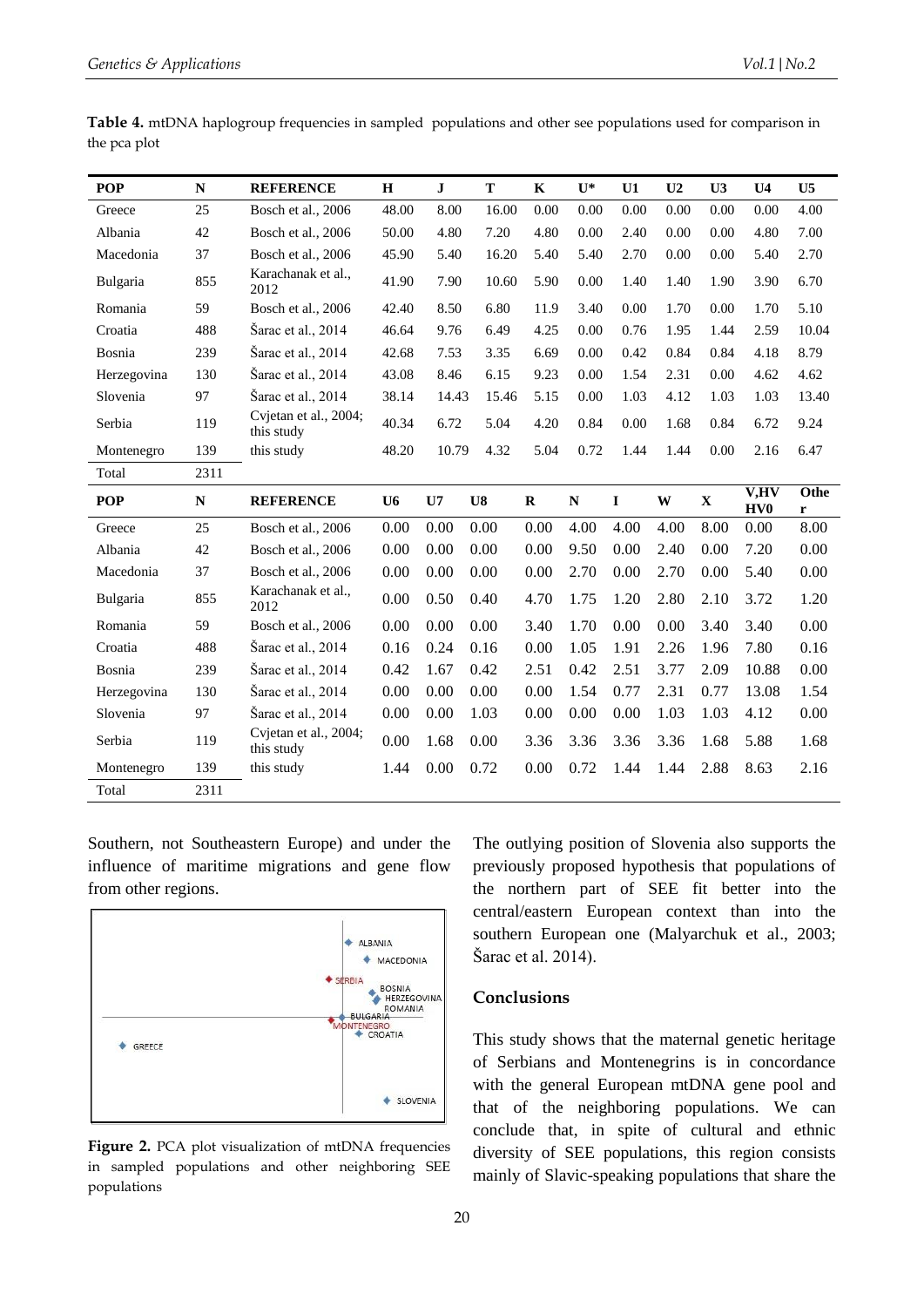**Table 4.** mtDNA haplogroup frequencies in sampled populations and other see populations used for comparison in the pca plot

| POP | N | REFERENCE | H | J | T | K | U* | U1 | U2 | U3 | U4 | U5 |
|---|---|---|---|---|---|---|---|---|---|---|---|---|
| Greece | 25 | Bosch et al., 2006 | 48.00 | 8.00 | 16.00 | 0.00 | 0.00 | 0.00 | 0.00 | 0.00 | 0.00 | 4.00 |
| Albania | 42 | Bosch et al., 2006 | 50.00 | 4.80 | 7.20 | 4.80 | 0.00 | 2.40 | 0.00 | 0.00 | 4.80 | 7.00 |
| Macedonia | 37 | Bosch et al., 2006 | 45.90 | 5.40 | 16.20 | 5.40 | 5.40 | 2.70 | 0.00 | 0.00 | 5.40 | 2.70 |
| Bulgaria | 855 | Karachanak et al., 2012 | 41.90 | 7.90 | 10.60 | 5.90 | 0.00 | 1.40 | 1.40 | 1.90 | 3.90 | 6.70 |
| Romania | 59 | Bosch et al., 2006 | 42.40 | 8.50 | 6.80 | 11.9 | 3.40 | 0.00 | 1.70 | 0.00 | 1.70 | 5.10 |
| Croatia | 488 | Šarac et al., 2014 | 46.64 | 9.76 | 6.49 | 4.25 | 0.00 | 0.76 | 1.95 | 1.44 | 2.59 | 10.04 |
| Bosnia | 239 | Šarac et al., 2014 | 42.68 | 7.53 | 3.35 | 6.69 | 0.00 | 0.42 | 0.84 | 0.84 | 4.18 | 8.79 |
| Herzegovina | 130 | Šarac et al., 2014 | 43.08 | 8.46 | 6.15 | 9.23 | 0.00 | 1.54 | 2.31 | 0.00 | 4.62 | 4.62 |
| Slovenia | 97 | Šarac et al., 2014 | 38.14 | 14.43 | 15.46 | 5.15 | 0.00 | 1.03 | 4.12 | 1.03 | 1.03 | 13.40 |
| Serbia | 119 | Cvjetan et al., 2004; this study | 40.34 | 6.72 | 5.04 | 4.20 | 0.84 | 0.00 | 1.68 | 0.84 | 6.72 | 9.24 |
| Montenegro | 139 | this study | 48.20 | 10.79 | 4.32 | 5.04 | 0.72 | 1.44 | 1.44 | 0.00 | 2.16 | 6.47 |
| Total | 2311 | | | | | | | | | | | |
| **POP** | **N** | **REFERENCE** | **U6** | **U7** | **U8** | **R** | **N** | **I** | **W** | **X** | **V,HV HV0** | **Other** |
| Greece | 25 | Bosch et al., 2006 | 0.00 | 0.00 | 0.00 | 0.00 | 4.00 | 4.00 | 4.00 | 8.00 | 0.00 | 8.00 |
| Albania | 42 | Bosch et al., 2006 | 0.00 | 0.00 | 0.00 | 0.00 | 9.50 | 0.00 | 2.40 | 0.00 | 7.20 | 0.00 |
| Macedonia | 37 | Bosch et al., 2006 | 0.00 | 0.00 | 0.00 | 0.00 | 2.70 | 0.00 | 2.70 | 0.00 | 5.40 | 0.00 |
| Bulgaria | 855 | Karachanak et al., 2012 | 0.00 | 0.50 | 0.40 | 4.70 | 1.75 | 1.20 | 2.80 | 2.10 | 3.72 | 1.20 |
| Romania | 59 | Bosch et al., 2006 | 0.00 | 0.00 | 0.00 | 3.40 | 1.70 | 0.00 | 0.00 | 3.40 | 3.40 | 0.00 |
| Croatia | 488 | Šarac et al., 2014 | 0.16 | 0.24 | 0.16 | 0.00 | 1.05 | 1.91 | 2.26 | 1.96 | 7.80 | 0.16 |
| Bosnia | 239 | Šarac et al., 2014 | 0.42 | 1.67 | 0.42 | 2.51 | 0.42 | 2.51 | 3.77 | 2.09 | 10.88 | 0.00 |
| Herzegovina | 130 | Šarac et al., 2014 | 0.00 | 0.00 | 0.00 | 0.00 | 1.54 | 0.77 | 2.31 | 0.77 | 13.08 | 1.54 |
| Slovenia | 97 | Šarac et al., 2014 | 0.00 | 0.00 | 1.03 | 0.00 | 0.00 | 0.00 | 1.03 | 1.03 | 4.12 | 0.00 |
| Serbia | 119 | Cvjetan et al., 2004; this study | 0.00 | 1.68 | 0.00 | 3.36 | 3.36 | 3.36 | 3.36 | 1.68 | 5.88 | 1.68 |
| Montenegro | 139 | this study | 1.44 | 0.00 | 0.72 | 0.00 | 0.72 | 1.44 | 1.44 | 2.88 | 8.63 | 2.16 |
| Total | 2311 | | | | | | | | | | | |

Southern, not Southeastern Europe) and under the influence of maritime migrations and gene flow from other regions.

**Figure 2.** PCA plot visualization of mtDNA frequencies in sampled populations and other neighboring SEE populations

The outlying position of Slovenia also supports the previously proposed hypothesis that populations of the northern part of SEE fit better into the central/eastern European context than into the southern European one (Malyarchuk et al., 2003; Šarac et al. 2014).

## Conclusions

This study shows that the maternal genetic heritage of Serbians and Montenegrins is in concordance with the general European mtDNA gene pool and that of the neighboring populations. We can conclude that, in spite of cultural and ethnic diversity of SEE populations, this region consists mainly of Slavic-speaking populations that share the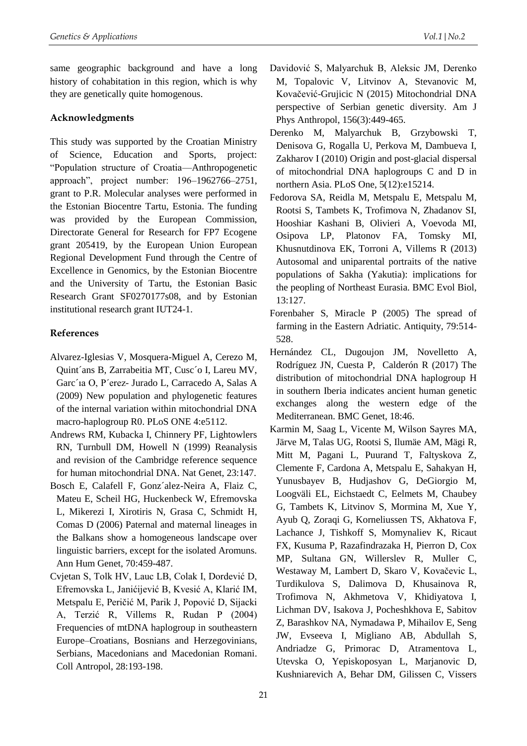same geographic background and have a long history of cohabitation in this region, which is why they are genetically quite homogenous.

### Acknowledgments

This study was supported by the Croatian Ministry of Science, Education and Sports, project: "Population structure of Croatia—Anthropogenetic approach", project number: 196–1962766–2751, grant to P.R. Molecular analyses were performed in the Estonian Biocentre Tartu, Estonia. The funding was provided by the European Commission, Directorate General for Research for FP7 Ecogene grant 205419, by the European Union European Regional Development Fund through the Centre of Excellence in Genomics, by the Estonian Biocentre and the University of Tartu, the Estonian Basic Research Grant SF0270177s08, and by Estonian institutional research grant IUT24-1.

### References

Alvarez-Iglesias V, Mosquera-Miguel A, Cerezo M, Quint´ans B, Zarrabeitia MT, Cusc´o I, Lareu MV, Garc´ıa O, P´erez- Jurado L, Carracedo A, Salas A (2009) New population and phylogenetic features of the internal variation within mitochondrial DNA macro-haplogroup R0. PLoS ONE 4:e5112.

Andrews RM, Kubacka I, Chinnery PF, Lightowlers RN, Turnbull DM, Howell N (1999) Reanalysis and revision of the Cambridge reference sequence for human mitochondrial DNA. Nat Genet, 23:147.

Bosch E, Calafell F, Gonz´alez-Neira A, Flaiz C, Mateu E, Scheil HG, Huckenbeck W, Efremovska L, Mikerezi I, Xirotiris N, Grasa C, Schmidt H, Comas D (2006) Paternal and maternal lineages in the Balkans show a homogeneous landscape over linguistic barriers, except for the isolated Aromuns. Ann Hum Genet, 70:459-487.

Cvjetan S, Tolk HV, Lauc LB, Colak I, Dordević D, Efremovska L, Janićijević B, Kvesić A, Klarić IM, Metspalu E, Peričić M, Parik J, Popović D, Sijacki A, Terzić R, Villems R, Rudan P (2004) Frequencies of mtDNA haplogroup in southeastern Europe–Croatians, Bosnians and Herzegovinians, Serbians, Macedonians and Macedonian Romani. Coll Antropol, 28:193-198.

Davidović S, Malyarchuk B, Aleksic JM, Derenko M, Topalovic V, Litvinov A, Stevanovic M, Kovačević-Grujicic N (2015) Mitochondrial DNA perspective of Serbian genetic diversity. Am J Phys Anthropol, 156(3):449-465.

Derenko M, Malyarchuk B, Grzybowski T, Denisova G, Rogalla U, Perkova M, Dambueva I, Zakharov I (2010) Origin and post-glacial dispersal of mitochondrial DNA haplogroups C and D in northern Asia. PLoS One, 5(12):e15214.

Fedorova SA, Reidla M, Metspalu E, Metspalu M, Rootsi S, Tambets K, Trofimova N, Zhadanov SI, Hooshiar Kashani B, Olivieri A, Voevoda MI, Osipova LP, Platonov FA, Tomsky MI, Khusnutdinova EK, Torroni A, Villems R (2013) Autosomal and uniparental portraits of the native populations of Sakha (Yakutia): implications for the peopling of Northeast Eurasia. BMC Evol Biol, 13:127.

Forenbaher S, Miracle P (2005) The spread of farming in the Eastern Adriatic. Antiquity, 79:514-528.

Hernández CL, Dugoujon JM, Novelletto A, Rodríguez JN, Cuesta P, Calderón R (2017) The distribution of mitochondrial DNA haplogroup H in southern Iberia indicates ancient human genetic exchanges along the western edge of the Mediterranean. BMC Genet, 18:46.

Karmin M, Saag L, Vicente M, Wilson Sayres MA, Järve M, Talas UG, Rootsi S, Ilumäe AM, Mägi R, Mitt M, Pagani L, Puurand T, Faltyskova Z, Clemente F, Cardona A, Metspalu E, Sahakyan H, Yunusbayev B, Hudjashov G, DeGiorgio M, Loogväli EL, Eichstaedt C, Eelmets M, Chaubey G, Tambets K, Litvinov S, Mormina M, Xue Y, Ayub Q, Zoraqi G, Korneliussen TS, Akhatova F, Lachance J, Tishkoff S, Momynaliev K, Ricaut FX, Kusuma P, Razafindrazaka H, Pierron D, Cox MP, Sultana GN, Willerslev R, Muller C, Westaway M, Lambert D, Skaro V, Kovačevic L, Turdikulova S, Dalimova D, Khusainova R, Trofimova N, Akhmetova V, Khidiyatova I, Lichman DV, Isakova J, Pocheshkhova E, Sabitov Z, Barashkov NA, Nymadawa P, Mihailov E, Seng JW, Evseeva I, Migliano AB, Abdullah S, Andriadze G, Primorac D, Atramentova L, Utevska O, Yepiskoposyan L, Marjanovic D, Kushniarevich A, Behar DM, Gilissen C, Vissers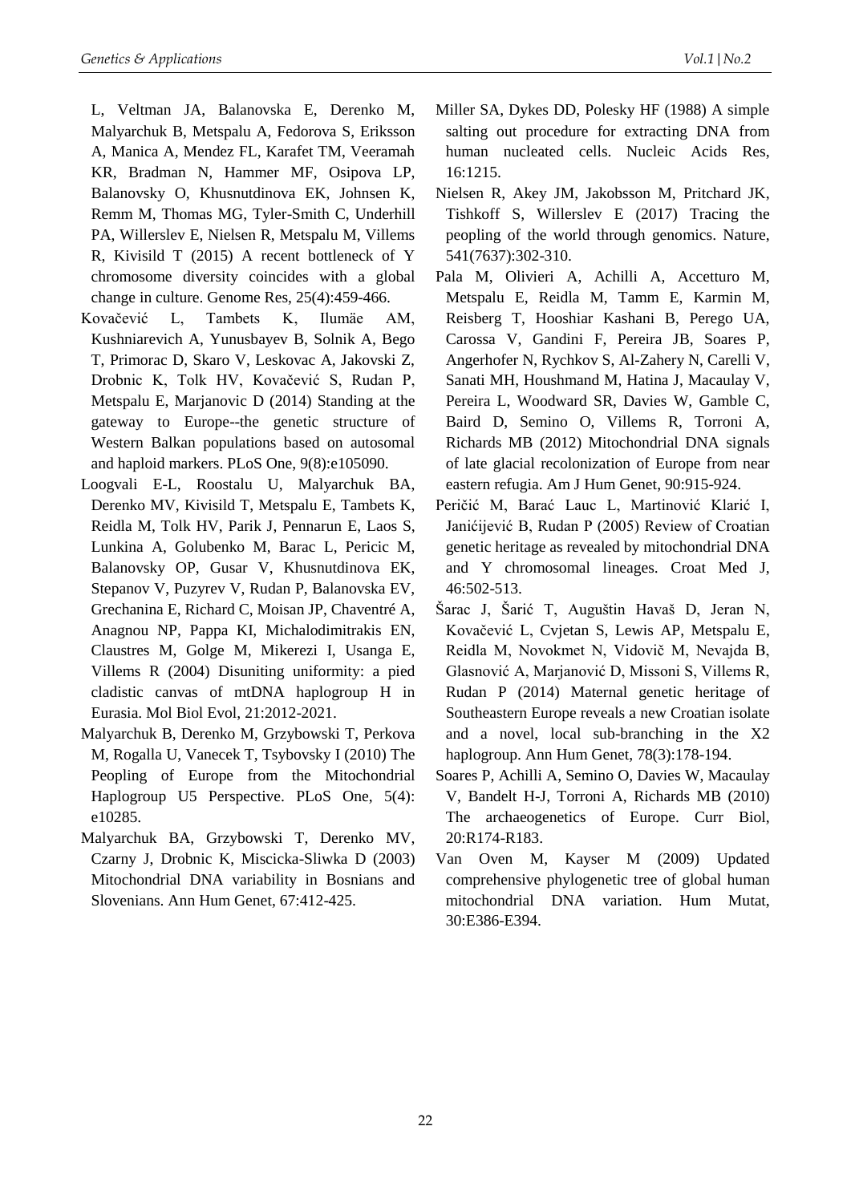L, Veltman JA, Balanovska E, Derenko M, Malyarchuk B, Metspalu A, Fedorova S, Eriksson A, Manica A, Mendez FL, Karafet TM, Veeramah KR, Bradman N, Hammer MF, Osipova LP, Balanovsky O, Khusnutdinova EK, Johnsen K, Remm M, Thomas MG, Tyler-Smith C, Underhill PA, Willerslev E, Nielsen R, Metspalu M, Villems R, Kivisild T (2015) A recent bottleneck of Y chromosome diversity coincides with a global change in culture. Genome Res, 25(4):459-466.

Kovačević L, Tambets K, Ilumäe AM, Kushniarevich A, Yunusbayev B, Solnik A, Bego T, Primorac D, Skaro V, Leskovac A, Jakovski Z, Drobnic K, Tolk HV, Kovačević S, Rudan P, Metspalu E, Marjanovic D (2014) Standing at the gateway to Europe--the genetic structure of Western Balkan populations based on autosomal and haploid markers. PLoS One, 9(8):e105090.

Loogvali E-L, Roostalu U, Malyarchuk BA, Derenko MV, Kivisild T, Metspalu E, Tambets K, Reidla M, Tolk HV, Parik J, Pennarun E, Laos S, Lunkina A, Golubenko M, Barac L, Pericic M, Balanovsky OP, Gusar V, Khusnutdinova EK, Stepanov V, Puzyrev V, Rudan P, Balanovska EV, Grechanina E, Richard C, Moisan JP, Chaventré A, Anagnou NP, Pappa KI, Michalodimitrakis EN, Claustres M, Golge M, Mikerezi I, Usanga E, Villems R (2004) Disuniting uniformity: a pied cladistic canvas of mtDNA haplogroup H in Eurasia. Mol Biol Evol, 21:2012-2021.

Malyarchuk B, Derenko M, Grzybowski T, Perkova M, Rogalla U, Vanecek T, Tsybovsky I (2010) The Peopling of Europe from the Mitochondrial Haplogroup U5 Perspective. PLoS One, 5(4): e10285.

Malyarchuk BA, Grzybowski T, Derenko MV, Czarny J, Drobnic K, Miscicka-Sliwka D (2003) Mitochondrial DNA variability in Bosnians and Slovenians. Ann Hum Genet, 67:412-425.

Miller SA, Dykes DD, Polesky HF (1988) A simple salting out procedure for extracting DNA from human nucleated cells. Nucleic Acids Res, 16:1215.

Nielsen R, Akey JM, Jakobsson M, Pritchard JK, Tishkoff S, Willerslev E (2017) Tracing the peopling of the world through genomics. Nature, 541(7637):302-310.

Pala M, Olivieri A, Achilli A, Accetturo M, Metspalu E, Reidla M, Tamm E, Karmin M, Reisberg T, Hooshiar Kashani B, Perego UA, Carossa V, Gandini F, Pereira JB, Soares P, Angerhofer N, Rychkov S, Al-Zahery N, Carelli V, Sanati MH, Houshmand M, Hatina J, Macaulay V, Pereira L, Woodward SR, Davies W, Gamble C, Baird D, Semino O, Villems R, Torroni A, Richards MB (2012) Mitochondrial DNA signals of late glacial recolonization of Europe from near eastern refugia. Am J Hum Genet, 90:915-924.

Peričić M, Barać Lauc L, Martinović Klarić I, Janićijević B, Rudan P (2005) Review of Croatian genetic heritage as revealed by mitochondrial DNA and Y chromosomal lineages. Croat Med J, 46:502-513.

Šarac J, Šarić T, Auguštin Havaš D, Jeran N, Kovačević L, Cvjetan S, Lewis AP, Metspalu E, Reidla M, Novokmet N, Vidovič M, Nevajda B, Glasnović A, Marjanović D, Missoni S, Villems R, Rudan P (2014) Maternal genetic heritage of Southeastern Europe reveals a new Croatian isolate and a novel, local sub-branching in the X2 haplogroup. Ann Hum Genet, 78(3):178-194.

Soares P, Achilli A, Semino O, Davies W, Macaulay V, Bandelt H-J, Torroni A, Richards MB (2010) The archaeogenetics of Europe. Curr Biol, 20:R174-R183.

Van Oven M, Kayser M (2009) Updated comprehensive phylogenetic tree of global human mitochondrial DNA variation. Hum Mutat, 30:E386-E394.